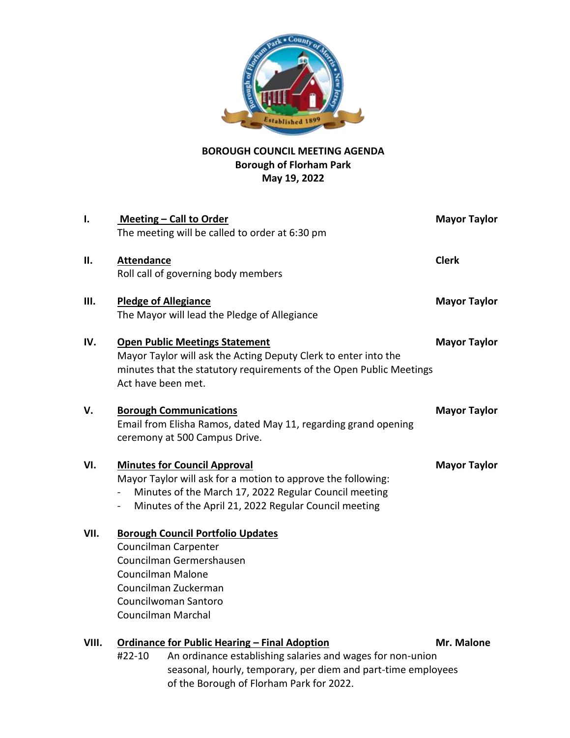**BOROUGH COUNCIL MEETING AGENDA**
**Borough of Florham Park**
**May 19, 2022**

**I. Meeting – Call to Order** — **Mayor Taylor**
The meeting will be called to order at 6:30 pm

**II. Attendance** — **Clerk**
Roll call of governing body members

**III. Pledge of Allegiance** — **Mayor Taylor**
The Mayor will lead the Pledge of Allegiance

**IV. Open Public Meetings Statement** — **Mayor Taylor**
Mayor Taylor will ask the Acting Deputy Clerk to enter into the minutes that the statutory requirements of the Open Public Meetings Act have been met.

**V. Borough Communications** — **Mayor Taylor**
Email from Elisha Ramos, dated May 11, regarding grand opening ceremony at 500 Campus Drive.

**VI. Minutes for Council Approval** — **Mayor Taylor**
Mayor Taylor will ask for a motion to approve the following:
- Minutes of the March 17, 2022 Regular Council meeting
- Minutes of the April 21, 2022 Regular Council meeting

**VII. Borough Council Portfolio Updates**
Councilman Carpenter
Councilman Germershausen
Councilman Malone
Councilman Zuckerman
Councilwoman Santoro
Councilman Marchal

**VIII. Ordinance for Public Hearing – Final Adoption** — **Mr. Malone**
#22-10 An ordinance establishing salaries and wages for non-union seasonal, hourly, temporary, per diem and part-time employees of the Borough of Florham Park for 2022.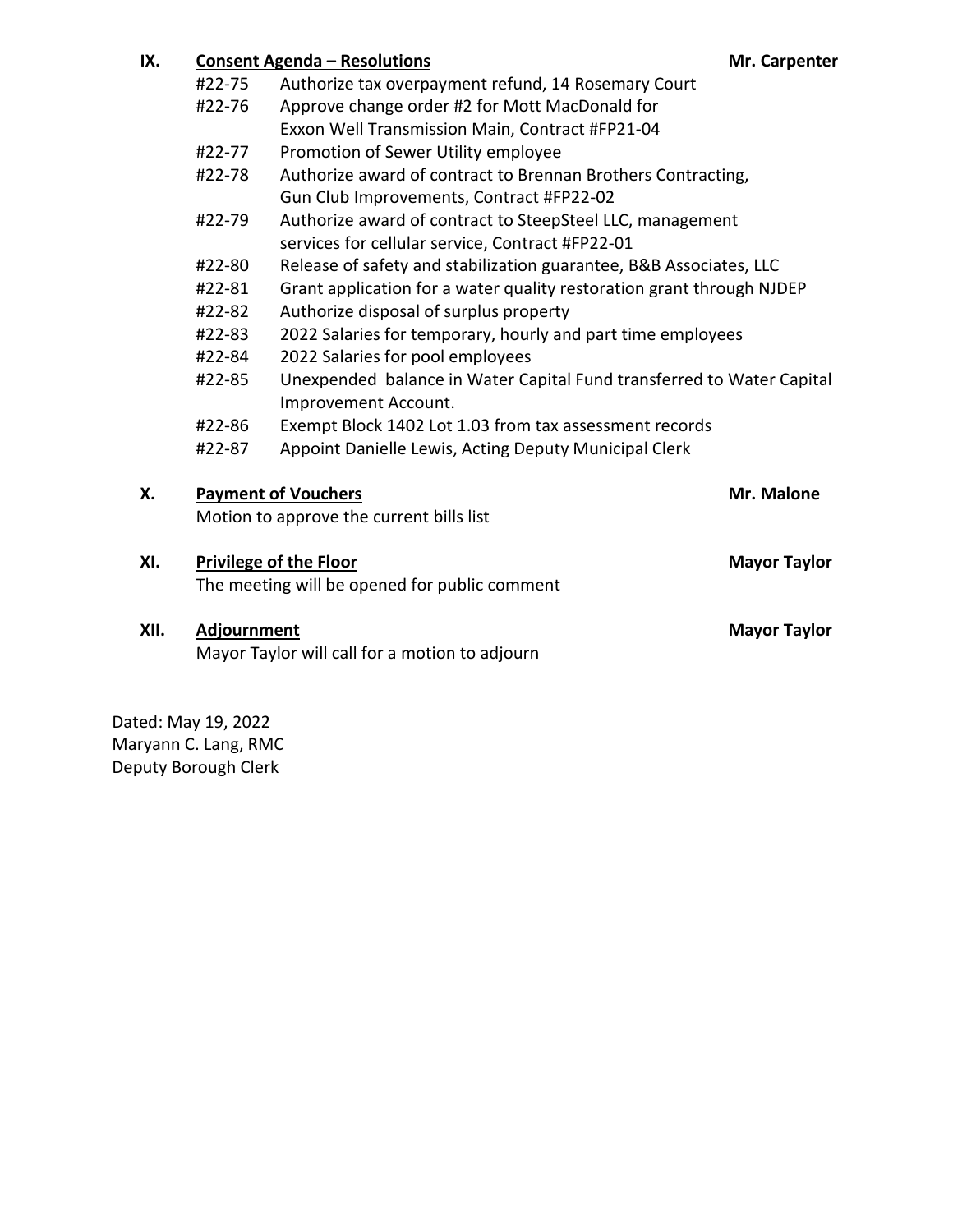**IX. <u>Consent Agenda – Resolutions</u>** **Mr. Carpenter**

| | |
|---|---|
| #22-75 | Authorize tax overpayment refund, 14 Rosemary Court |
| #22-76 | Approve change order #2 for Mott MacDonald for Exxon Well Transmission Main, Contract #FP21-04 |
| #22-77 | Promotion of Sewer Utility employee |
| #22-78 | Authorize award of contract to Brennan Brothers Contracting, Gun Club Improvements, Contract #FP22-02 |
| #22-79 | Authorize award of contract to SteepSteel LLC, management services for cellular service, Contract #FP22-01 |
| #22-80 | Release of safety and stabilization guarantee, B&B Associates, LLC |
| #22-81 | Grant application for a water quality restoration grant through NJDEP |
| #22-82 | Authorize disposal of surplus property |
| #22-83 | 2022 Salaries for temporary, hourly and part time employees |
| #22-84 | 2022 Salaries for pool employees |
| #22-85 | Unexpended balance in Water Capital Fund transferred to Water Capital Improvement Account. |
| #22-86 | Exempt Block 1402 Lot 1.03 from tax assessment records |
| #22-87 | Appoint Danielle Lewis, Acting Deputy Municipal Clerk |

**X. <u>Payment of Vouchers</u>** **Mr. Malone**

Motion to approve the current bills list

**XI. <u>Privilege of the Floor</u>** **Mayor Taylor**

The meeting will be opened for public comment

**XII. <u>Adjournment</u>** **Mayor Taylor**

Mayor Taylor will call for a motion to adjourn

Dated: May 19, 2022
Maryann C. Lang, RMC
Deputy Borough Clerk